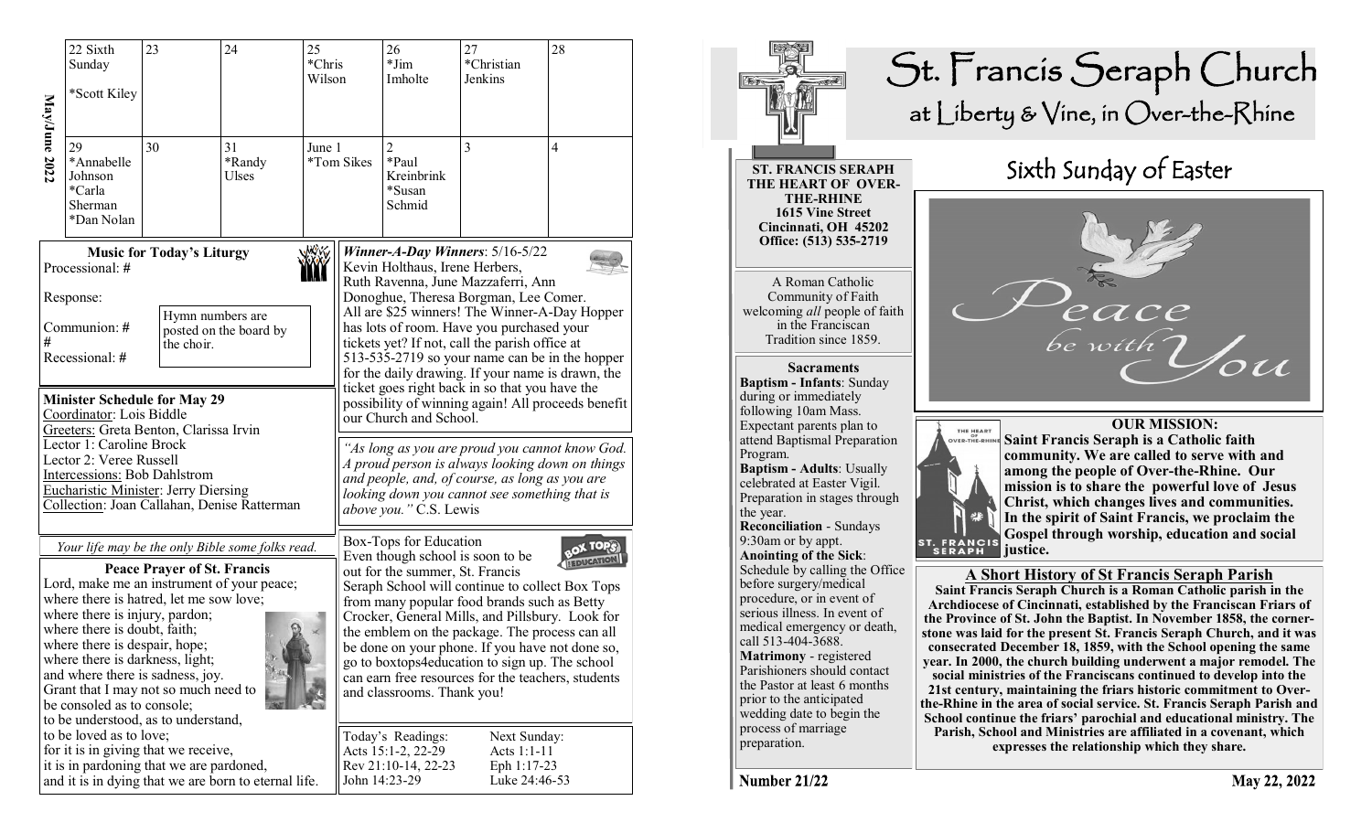# St. Francis Seraph Church

at Liberty & Vine, in Over-the-Rhine

**ST. FRANCIS SERAPH**
**THE HEART OF OVER-THE-RHINE**
**1615 Vine Street**
**Cincinnati, OH 45202**
**Office: (513) 535-2719**

A Roman Catholic Community of Faith welcoming *all* people of faith in the Franciscan Tradition since 1859.

## Sixth Sunday of Easter

Peace be with You

### Sacraments

**Baptism - Infants**: Sunday during or immediately following 10am Mass. Expectant parents plan to attend Baptismal Preparation Program.

**Baptism - Adults**: Usually celebrated at Easter Vigil. Preparation in stages through the year.

**Reconciliation** - Sundays 9:30am or by appt.

**Anointing of the Sick**: Schedule by calling the Office before surgery/medical procedure, or in event of serious illness. In event of medical emergency or death, call 513-404-3688.

**Matrimony** - registered Parishioners should contact the Pastor at least 6 months prior to the anticipated wedding date to begin the process of marriage preparation.

### OUR MISSION:

**Saint Francis Seraph is a Catholic faith community. We are called to serve with and among the people of Over-the-Rhine. Our mission is to share the powerful love of Jesus Christ, which changes lives and communities. In the spirit of Saint Francis, we proclaim the Gospel through worship, education and social justice.**

### A Short History of St Francis Seraph Parish

**Saint Francis Seraph Church is a Roman Catholic parish in the Archdiocese of Cincinnati, established by the Franciscan Friars of the Province of St. John the Baptist. In November 1858, the cornerstone was laid for the present St. Francis Seraph Church, and it was consecrated December 18, 1859, with the School opening the same year. In 2000, the church building underwent a major remodel. The social ministries of the Franciscans continued to develop into the 21st century, maintaining the friars historic commitment to Over-the-Rhine in the area of social service. St. Francis Seraph Parish and School continue the friars' parochial and educational ministry. The Parish, School and Ministries are affiliated in a covenant, which expresses the relationship which they share.**

Number 21/22 — May 22, 2022

---

**May/June 2022**

| | | | | | | |
|---|---|---|---|---|---|---|
| 22 Sixth Sunday<br>*Scott Kiley | 23 | 24 | 25<br>*Chris Wilson | 26<br>*Jim Imholte | 27<br>*Christian Jenkins | 28 |
| 29<br>*Annabelle Johnson<br>*Carla Sherman<br>*Dan Nolan | 30 | 31<br>*Randy Ulses | June 1<br>*Tom Sikes | 2<br>*Paul Kreinbrink<br>*Susan Schmid | 3 | 4 |

### Music for Today's Liturgy

Processional: #

Response:

Communion: #
#

Recessional: #

Hymn numbers are posted on the board by the choir.

### Minister Schedule for May 29

Coordinator: Lois Biddle
Greeters: Greta Benton, Clarissa Irvin
Lector 1: Caroline Brock
Lector 2: Veree Russell
Intercessions: Bob Dahlstrom
Eucharistic Minister: Jerry Diersing
Collection: Joan Callahan, Denise Ratterman

*Your life may be the only Bible some folks read.*

### Peace Prayer of St. Francis

Lord, make me an instrument of your peace;
where there is hatred, let me sow love;
where there is injury, pardon;
where there is doubt, faith;
where there is despair, hope;
where there is darkness, light;
and where there is sadness, joy.
Grant that I may not so much need to be consoled as to console;
to be understood, as to understand,
to be loved as to love;
for it is in giving that we receive,
it is in pardoning that we are pardoned,
and it is in dying that we are born to eternal life.

***Winner-A-Day Winners**: 5/16-5/22*

Kevin Holthaus, Irene Herbers, Ruth Ravenna, June Mazzaferri, Ann Donoghue, Theresa Borgman, Lee Comer. All are $25 winners! The Winner-A-Day Hopper has lots of room. Have you purchased your tickets yet? If not, call the parish office at 513-535-2719 so your name can be in the hopper for the daily drawing. If your name is drawn, the ticket goes right back in so that you have the possibility of winning again! All proceeds benefit our Church and School.

*"As long as you are proud you cannot know God. A proud person is always looking down on things and people, and, of course, as long as you are looking down you cannot see something that is above you."* C.S. Lewis

### Box-Tops for Education

Even though school is soon to be out for the summer, St. Francis Seraph School will continue to collect Box Tops from many popular food brands such as Betty Crocker, General Mills, and Pillsbury. Look for the emblem on the package. The process can all be done on your phone. If you have not done so, go to boxtops4education to sign up. The school can earn free resources for the teachers, students and classrooms. Thank you!

| Today's Readings: | Next Sunday: |
|---|---|
| Acts 15:1-2, 22-29 | Acts 1:1-11 |
| Rev 21:10-14, 22-23 | Eph 1:17-23 |
| John 14:23-29 | Luke 24:46-53 |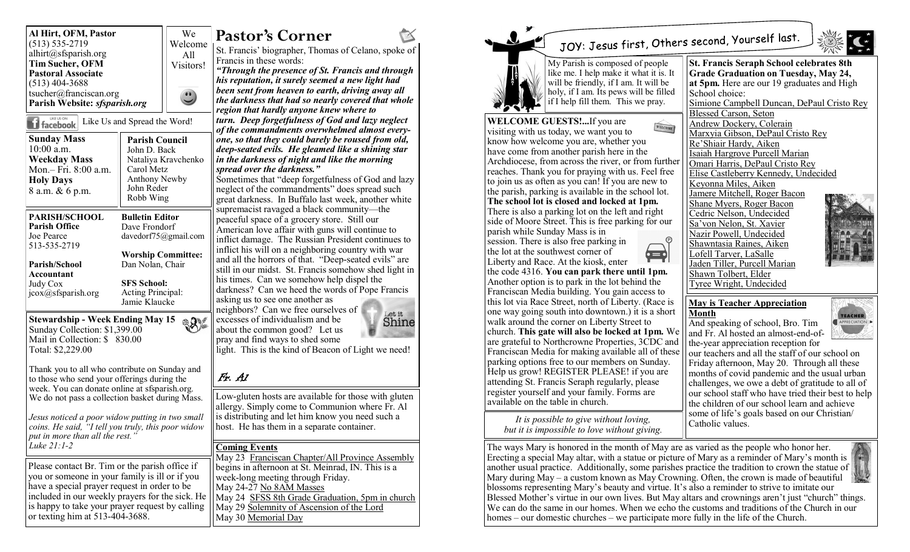**Al Hirt, OFM, Pastor**
(513) 535-2719
alhirt@sfsparish.org
**Tim Sucher, OFM**
**Pastoral Associate**
(513) 404-3688
tsucher@franciscan.org
**Parish Website:** ***sfsparish.org***

We Welcome All Visitors!

Like Us and Spread the Word!

**Sunday Mass**
10:00 a.m.
**Weekday Mass**
Mon.– Fri. 8:00 a.m.
**Holy Days**
8 a.m. & 6 p.m.

**Parish Council**
John D. Back
Nataliya Kravchenko
Carol Metz
Anthony Newby
John Reder
Robb Wing

**PARISH/SCHOOL**
**Parish Office**
Joe Pearce
513-535-2719

**Parish/School Accountant**
Judy Cox
jcox@sfsparish.org

**Bulletin Editor**
Dave Frondorf
davedorf75@gmail.com

**Worship Committee:**
Dan Nolan, Chair

**SFS School:**
Acting Principal:
Jamie Klaucke

**Stewardship - Week Ending May 15**
Sunday Collection: $1,399.00
Mail in Collection: $ 830.00
Total: $2,229.00

Thank you to all who contribute on Sunday and to those who send your offerings during the week. You can donate online at sfsparish.org. We do not pass a collection basket during Mass.

*Jesus noticed a poor widow putting in two small coins. He said, "I tell you truly, this poor widow put in more than all the rest." Luke 21:1-2*

Please contact Br. Tim or the parish office if you or someone in your family is ill or if you have a special prayer request in order to be included in our weekly prayers for the sick. He is happy to take your prayer request by calling or texting him at 513-404-3688.

# Pastor's Corner

St. Francis' biographer, Thomas of Celano, spoke of Francis in these words:

***"Through the presence of St. Francis and through his reputation, it surely seemed a new light had been sent from heaven to earth, driving away all the darkness that had so nearly covered that whole region that hardly anyone knew where to turn. Deep forgetfulness of God and lazy neglect of the commandments overwhelmed almost everyone, so that they could barely be roused from old, deep-seated evils. He gleamed like a shining star in the darkness of night and like the morning spread over the darkness."***

Sometimes that "deep forgetfulness of God and lazy neglect of the commandments" does spread such great darkness. In Buffalo last week, another white supremacist ravaged a black community—the peaceful space of a grocery store. Still our American love affair with guns will continue to inflict damage. The Russian President continues to inflict his will on a neighboring country with war and all the horrors of that. "Deep-seated evils" are still in our midst. St. Francis somehow shed light in his times. Can we somehow help dispel the darkness? Can we heed the words of Pope Francis asking us to see one another as neighbors? Can we free ourselves of excesses of individualism and be about the common good? Let us pray and find ways to shed some light. This is the kind of Beacon of Light we need!

*Fr. Al*

Low-gluten hosts are available for those with gluten allergy. Simply come to Communion where Fr. Al is distributing and let him know you need such a host. He has them in a separate container.

**Coming Events**
May 23 Franciscan Chapter/All Province Assembly begins in afternoon at St. Meinrad, IN. This is a week-long meeting through Friday.
May 24-27 No 8AM Masses
May 24 SFSS 8th Grade Graduation, 5pm in church
May 29 Solemnity of Ascension of the Lord
May 30 Memorial Day

## JOY: Jesus first, Others second, Yourself last.

My Parish is composed of people like me. I help make it what it is. It will be friendly, if I am. It will be holy, if I am. Its pews will be filled if I help fill them. This we pray.

**WELCOME GUESTS!...**If you are visiting with us today, we want you to know how welcome you are, whether you have come from another parish here in the Archdiocese, from across the river, or from further reaches. Thank you for praying with us. Feel free to join us as often as you can! If you are new to the parish, parking is available in the school lot. **The school lot is closed and locked at 1pm.** There is also a parking lot on the left and right side of Moore Street. This is free parking for our parish while Sunday Mass is in session. There is also free parking in the lot at the southwest corner of Liberty and Race. At the kiosk, enter the code 4316. **You can park there until 1pm.** Another option is to park in the lot behind the Franciscan Media building. You gain access to this lot via Race Street, north of Liberty. (Race is one way going south into downtown.) it is a short walk around the corner on Liberty Street to church. **This gate will also be locked at 1pm.** We are grateful to Northcrowne Properties, 3CDC and Franciscan Media for making available all of these parking options free to our members on Sunday. Help us grow! REGISTER PLEASE! if you are attending St. Francis Seraph regularly, please register yourself and your family. Forms are available on the table in church.

*It is possible to give without loving, but it is impossible to love without giving.*

**St. Francis Seraph School celebrates 8th Grade Graduation on Tuesday, May 24, at 5pm.** Here are our 19 graduates and High School choice:

Simione Campbell Duncan, DePaul Cristo Rey
Blessed Carson, Seton
Andrew Dockery, Colerain
Marxyia Gibson, DePaul Cristo Rey
Re'Shiair Hardy, Aiken
Isaiah Hargrove Purcell Marian
Omari Harris, DePaul Cristo Rey
Elise Castleberry Kennedy, Undecided
Keyonna Miles, Aiken
Jamere Mitchell, Roger Bacon
Shane Myers, Roger Bacon
Cedric Nelson, Undecided
Sa'von Nelon, St. Xavier
Nazir Powell, Undecided
Shawntasia Raines, Aiken
Lofell Tarver, LaSalle
Jaden Tiller, Purcell Marian
Shawn Tolbert, Elder
Tyree Wright, Undecided

**May is Teacher Appreciation Month**

And speaking of school, Bro. Tim and Fr. Al hosted an almost-end-of-the-year appreciation reception for our teachers and all the staff of our school on Friday afternoon, May 20. Through all these months of covid pandemic and the usual urban challenges, we owe a debt of gratitude to all of our school staff who have tried their best to help the children of our school learn and achieve some of life's goals based on our Christian/ Catholic values.

The ways Mary is honored in the month of May are as varied as the people who honor her. Erecting a special May altar, with a statue or picture of Mary as a reminder of Mary's month is another usual practice. Additionally, some parishes practice the tradition to crown the statue of Mary during May – a custom known as May Crowning. Often, the crown is made of beautiful blossoms representing Mary's beauty and virtue. It's also a reminder to strive to imitate our Blessed Mother's virtue in our own lives. But May altars and crownings aren't just "church" things. We can do the same in our homes. When we echo the customs and traditions of the Church in our homes – our domestic churches – we participate more fully in the life of the Church.